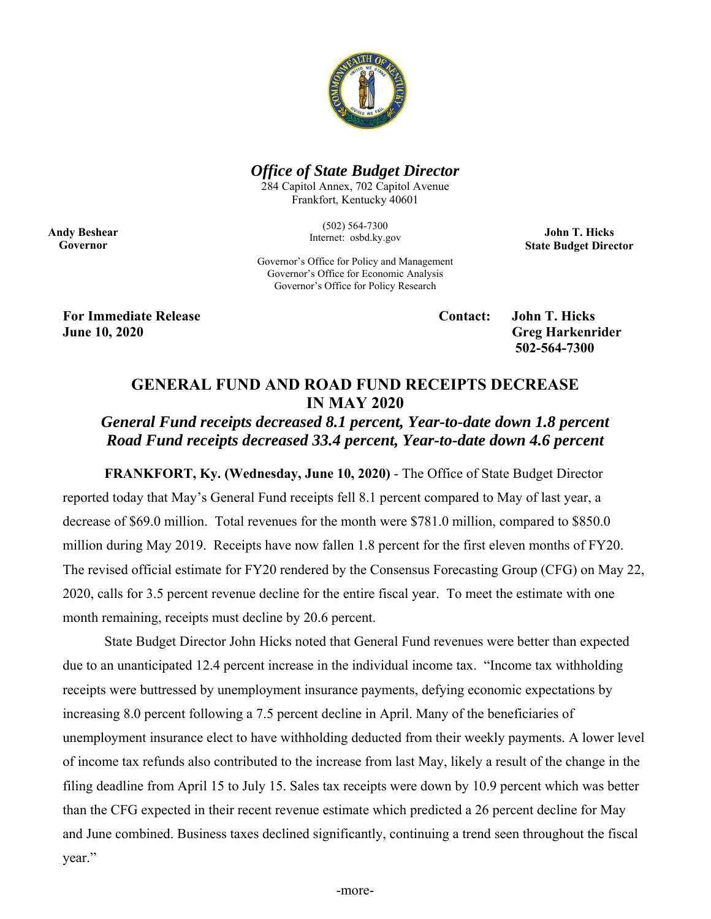***Office of State Budget Director***
284 Capitol Annex, 702 Capitol Avenue
Frankfort, Kentucky 40601

(502) 564-7300
Internet: osbd.ky.gov

Governor's Office for Policy and Management
Governor's Office for Economic Analysis
Governor's Office for Policy Research

**Andy Beshear**
**Governor**

**John T. Hicks**
**State Budget Director**

**For Immediate Release**
**June 10, 2020**

**Contact: John T. Hicks**
**Greg Harkenrider**
**502-564-7300**

## GENERAL FUND AND ROAD FUND RECEIPTS DECREASE IN MAY 2020

### *General Fund receipts decreased 8.1 percent, Year-to-date down 1.8 percent*
### *Road Fund receipts decreased 33.4 percent, Year-to-date down 4.6 percent*

**FRANKFORT, Ky. (Wednesday, June 10, 2020)** - The Office of State Budget Director reported today that May's General Fund receipts fell 8.1 percent compared to May of last year, a decrease of $69.0 million. Total revenues for the month were $781.0 million, compared to $850.0 million during May 2019. Receipts have now fallen 1.8 percent for the first eleven months of FY20. The revised official estimate for FY20 rendered by the Consensus Forecasting Group (CFG) on May 22, 2020, calls for 3.5 percent revenue decline for the entire fiscal year. To meet the estimate with one month remaining, receipts must decline by 20.6 percent.

State Budget Director John Hicks noted that General Fund revenues were better than expected due to an unanticipated 12.4 percent increase in the individual income tax. "Income tax withholding receipts were buttressed by unemployment insurance payments, defying economic expectations by increasing 8.0 percent following a 7.5 percent decline in April. Many of the beneficiaries of unemployment insurance elect to have withholding deducted from their weekly payments. A lower level of income tax refunds also contributed to the increase from last May, likely a result of the change in the filing deadline from April 15 to July 15. Sales tax receipts were down by 10.9 percent which was better than the CFG expected in their recent revenue estimate which predicted a 26 percent decline for May and June combined. Business taxes declined significantly, continuing a trend seen throughout the fiscal year."

-more-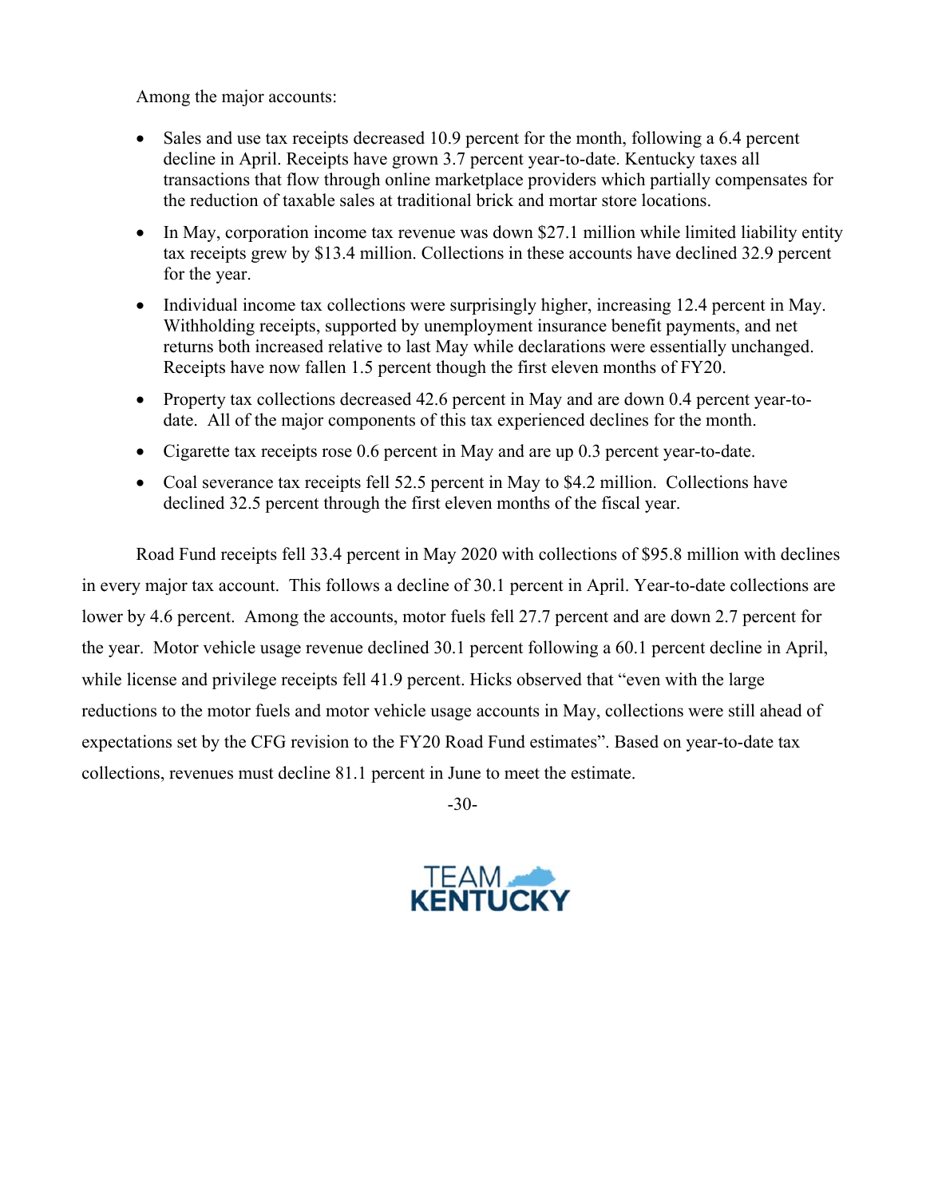Among the major accounts:

- Sales and use tax receipts decreased 10.9 percent for the month, following a 6.4 percent decline in April. Receipts have grown 3.7 percent year-to-date. Kentucky taxes all transactions that flow through online marketplace providers which partially compensates for the reduction of taxable sales at traditional brick and mortar store locations.
- In May, corporation income tax revenue was down $27.1 million while limited liability entity tax receipts grew by $13.4 million. Collections in these accounts have declined 32.9 percent for the year.
- Individual income tax collections were surprisingly higher, increasing 12.4 percent in May. Withholding receipts, supported by unemployment insurance benefit payments, and net returns both increased relative to last May while declarations were essentially unchanged. Receipts have now fallen 1.5 percent though the first eleven months of FY20.
- Property tax collections decreased 42.6 percent in May and are down 0.4 percent year-to-date. All of the major components of this tax experienced declines for the month.
- Cigarette tax receipts rose 0.6 percent in May and are up 0.3 percent year-to-date.
- Coal severance tax receipts fell 52.5 percent in May to $4.2 million. Collections have declined 32.5 percent through the first eleven months of the fiscal year.

Road Fund receipts fell 33.4 percent in May 2020 with collections of $95.8 million with declines in every major tax account. This follows a decline of 30.1 percent in April. Year-to-date collections are lower by 4.6 percent. Among the accounts, motor fuels fell 27.7 percent and are down 2.7 percent for the year. Motor vehicle usage revenue declined 30.1 percent following a 60.1 percent decline in April, while license and privilege receipts fell 41.9 percent. Hicks observed that "even with the large reductions to the motor fuels and motor vehicle usage accounts in May, collections were still ahead of expectations set by the CFG revision to the FY20 Road Fund estimates". Based on year-to-date tax collections, revenues must decline 81.1 percent in June to meet the estimate.

-30-

TEAM KENTUCKY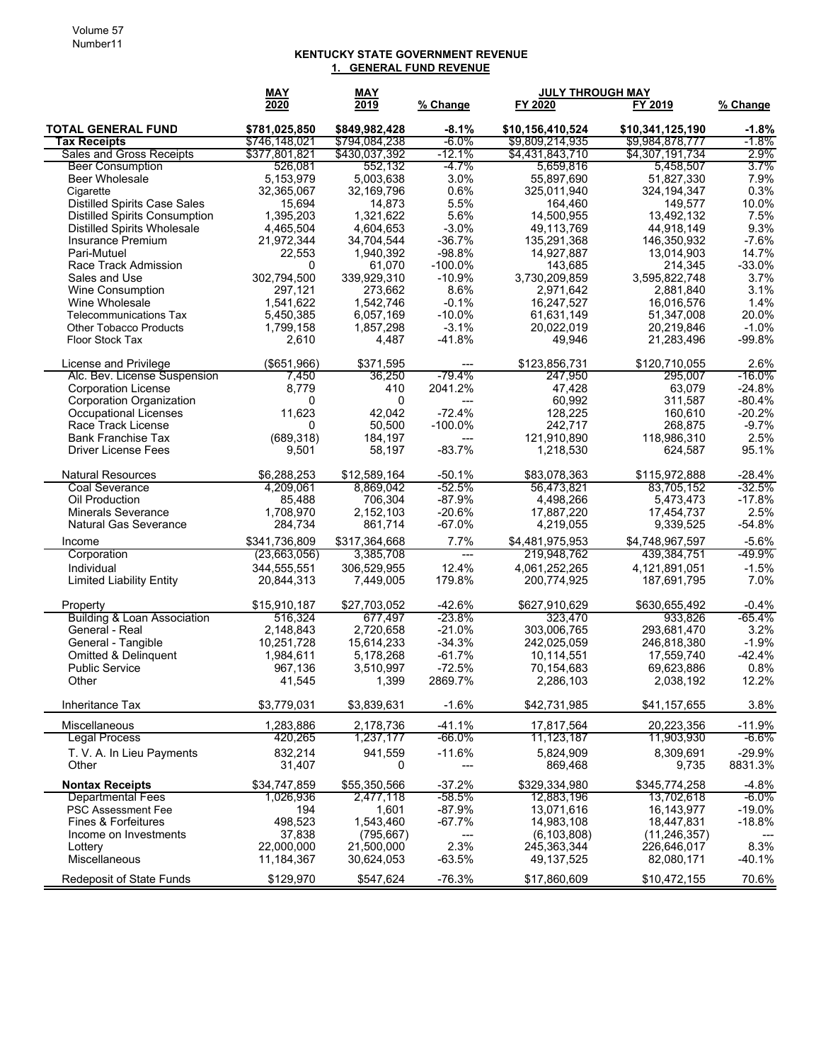# KENTUCKY STATE GOVERNMENT REVENUE

## 1. GENERAL FUND REVENUE

| | MAY 2020 | MAY 2019 | % Change | JULY THROUGH MAY FY 2020 | FY 2019 | % Change |
|---|---|---|---|---|---|---|
| **TOTAL GENERAL FUND** | **$781,025,850** | **$849,982,428** | **-8.1%** | **$10,156,410,524** | **$10,341,125,190** | **-1.8%** |
| **Tax Receipts** | $746,148,021 | $794,084,238 | -6.0% | $9,809,214,935 | $9,984,878,777 | -1.8% |
| Sales and Gross Receipts | $377,801,821 | $430,037,392 | -12.1% | $4,431,843,710 | $4,307,191,734 | 2.9% |
| Beer Consumption | 526,081 | 552,132 | -4.7% | 5,659,816 | 5,458,507 | 3.7% |
| Beer Wholesale | 5,153,979 | 5,003,638 | 3.0% | 55,897,690 | 51,827,330 | 7.9% |
| Cigarette | 32,365,067 | 32,169,796 | 0.6% | 325,011,940 | 324,194,347 | 0.3% |
| Distilled Spirits Case Sales | 15,694 | 14,873 | 5.5% | 164,460 | 149,577 | 10.0% |
| Distilled Spirits Consumption | 1,395,203 | 1,321,622 | 5.6% | 14,500,955 | 13,492,132 | 7.5% |
| Distilled Spirits Wholesale | 4,465,504 | 4,604,653 | -3.0% | 49,113,769 | 44,918,149 | 9.3% |
| Insurance Premium | 21,972,344 | 34,704,544 | -36.7% | 135,291,368 | 146,350,932 | -7.6% |
| Pari-Mutuel | 22,553 | 1,940,392 | -98.8% | 14,927,887 | 13,014,903 | 14.7% |
| Race Track Admission | 0 | 61,070 | -100.0% | 143,685 | 214,345 | -33.0% |
| Sales and Use | 302,794,500 | 339,929,310 | -10.9% | 3,730,209,859 | 3,595,822,748 | 3.7% |
| Wine Consumption | 297,121 | 273,662 | 8.6% | 2,971,642 | 2,881,840 | 3.1% |
| Wine Wholesale | 1,541,622 | 1,542,746 | -0.1% | 16,247,527 | 16,016,576 | 1.4% |
| Telecommunications Tax | 5,450,385 | 6,057,169 | -10.0% | 61,631,149 | 51,347,008 | 20.0% |
| Other Tobacco Products | 1,799,158 | 1,857,298 | -3.1% | 20,022,019 | 20,219,846 | -1.0% |
| Floor Stock Tax | 2,610 | 4,487 | -41.8% | 49,946 | 21,283,496 | -99.8% |
| License and Privilege | ($651,966) | $371,595 | --- | $123,856,731 | $120,710,055 | 2.6% |
| Alc. Bev. License Suspension | 7,450 | 36,250 | -79.4% | 247,950 | 295,007 | -16.0% |
| Corporation License | 8,779 | 410 | 2041.2% | 47,428 | 63,079 | -24.8% |
| Corporation Organization | 0 | 0 | --- | 60,992 | 311,587 | -80.4% |
| Occupational Licenses | 11,623 | 42,042 | -72.4% | 128,225 | 160,610 | -20.2% |
| Race Track License | 0 | 50,500 | -100.0% | 242,717 | 268,875 | -9.7% |
| Bank Franchise Tax | (689,318) | 184,197 | --- | 121,910,890 | 118,986,310 | 2.5% |
| Driver License Fees | 9,501 | 58,197 | -83.7% | 1,218,530 | 624,587 | 95.1% |
| Natural Resources | $6,288,253 | $12,589,164 | -50.1% | $83,078,363 | $115,972,888 | -28.4% |
| Coal Severance | 4,209,061 | 8,869,042 | -52.5% | 56,473,821 | 83,705,152 | -32.5% |
| Oil Production | 85,488 | 706,304 | -87.9% | 4,498,266 | 5,473,473 | -17.8% |
| Minerals Severance | 1,708,970 | 2,152,103 | -20.6% | 17,887,220 | 17,454,737 | 2.5% |
| Natural Gas Severance | 284,734 | 861,714 | -67.0% | 4,219,055 | 9,339,525 | -54.8% |
| Income | $341,736,809 | $317,364,668 | 7.7% | $4,481,975,953 | $4,748,967,597 | -5.6% |
| Corporation | (23,663,056) | 3,385,708 | --- | 219,948,762 | 439,384,751 | -49.9% |
| Individual | 344,555,551 | 306,529,955 | 12.4% | 4,061,252,265 | 4,121,891,051 | -1.5% |
| Limited Liability Entity | 20,844,313 | 7,449,005 | 179.8% | 200,774,925 | 187,691,795 | 7.0% |
| Property | $15,910,187 | $27,703,052 | -42.6% | $627,910,629 | $630,655,492 | -0.4% |
| Building & Loan Association | 516,324 | 677,497 | -23.8% | 323,470 | 933,826 | -65.4% |
| General - Real | 2,148,843 | 2,720,658 | -21.0% | 303,006,765 | 293,681,470 | 3.2% |
| General - Tangible | 10,251,728 | 15,614,233 | -34.3% | 242,025,059 | 246,818,380 | -1.9% |
| Omitted & Delinquent | 1,984,611 | 5,178,268 | -61.7% | 10,114,551 | 17,559,740 | -42.4% |
| Public Service | 967,136 | 3,510,997 | -72.5% | 70,154,683 | 69,623,886 | 0.8% |
| Other | 41,545 | 1,399 | 2869.7% | 2,286,103 | 2,038,192 | 12.2% |
| Inheritance Tax | $3,779,031 | $3,839,631 | -1.6% | $42,731,985 | $41,157,655 | 3.8% |
| Miscellaneous | 1,283,886 | 2,178,736 | -41.1% | 17,817,564 | 20,223,356 | -11.9% |
| Legal Process | 420,265 | 1,237,177 | -66.0% | 11,123,187 | 11,903,930 | -6.6% |
| T. V. A. In Lieu Payments | 832,214 | 941,559 | -11.6% | 5,824,909 | 8,309,691 | -29.9% |
| Other | 31,407 | 0 | --- | 869,468 | 9,735 | 8831.3% |
| **Nontax Receipts** | $34,747,859 | $55,350,566 | -37.2% | $329,334,980 | $345,774,258 | -4.8% |
| Departmental Fees | 1,026,936 | 2,477,118 | -58.5% | 12,883,196 | 13,702,618 | -6.0% |
| PSC Assessment Fee | 194 | 1,601 | -87.9% | 13,071,616 | 16,143,977 | -19.0% |
| Fines & Forfeitures | 498,523 | 1,543,460 | -67.7% | 14,983,108 | 18,447,831 | -18.8% |
| Income on Investments | 37,838 | (795,667) | --- | (6,103,808) | (11,246,357) | --- |
| Lottery | 22,000,000 | 21,500,000 | 2.3% | 245,363,344 | 226,646,017 | 8.3% |
| Miscellaneous | 11,184,367 | 30,624,053 | -63.5% | 49,137,525 | 82,080,171 | -40.1% |
| Redeposit of State Funds | $129,970 | $547,624 | -76.3% | $17,860,609 | $10,472,155 | 70.6% |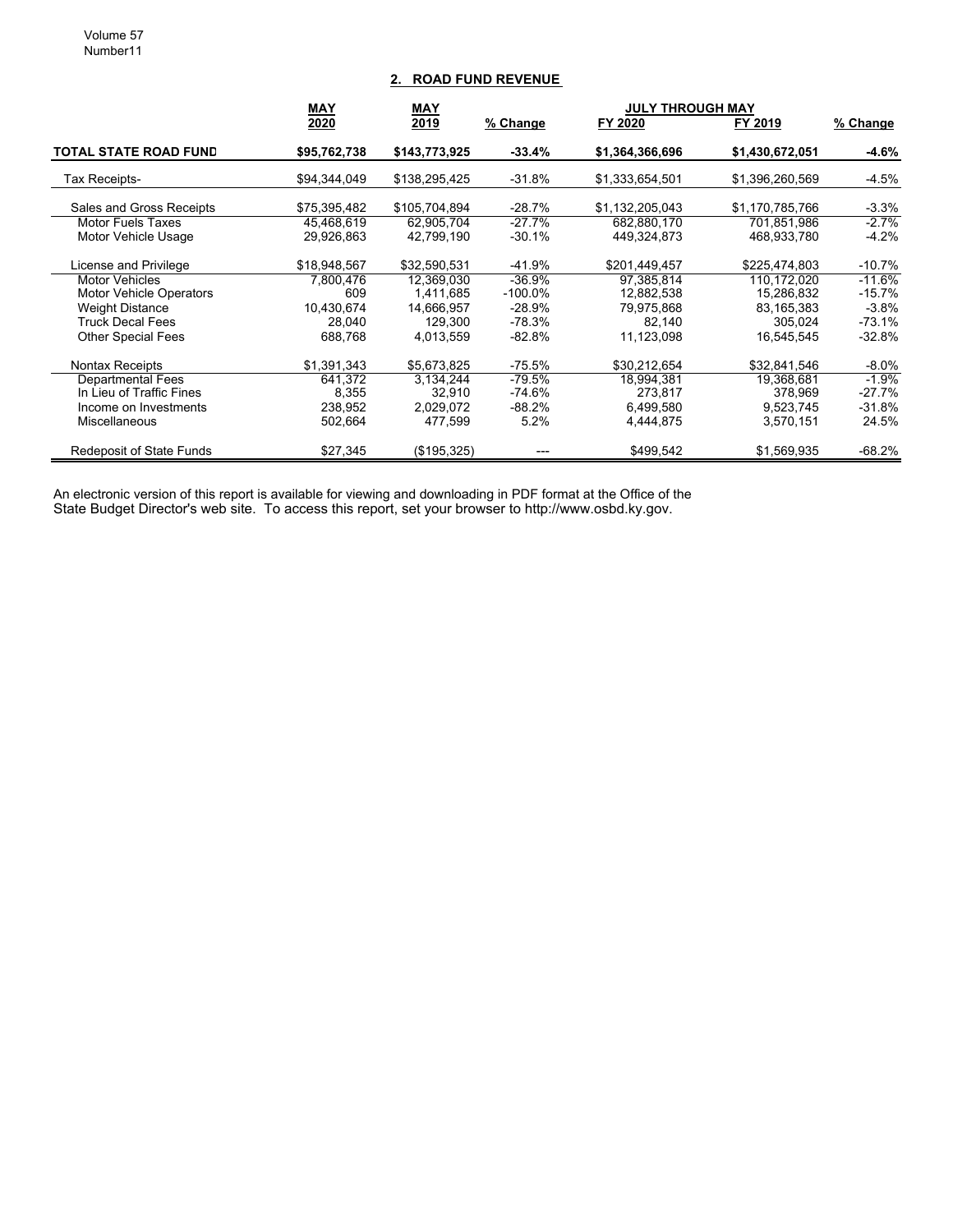## 2. ROAD FUND REVENUE

| | MAY 2020 | MAY 2019 | % Change | JULY THROUGH MAY FY 2020 | FY 2019 | % Change |
|---|---|---|---|---|---|---|
| **TOTAL STATE ROAD FUND** | **$95,762,738** | **$143,773,925** | **-33.4%** | **$1,364,366,696** | **$1,430,672,051** | **-4.6%** |
| Tax Receipts- | $94,344,049 | $138,295,425 | -31.8% | $1,333,654,501 | $1,396,260,569 | -4.5% |
| Sales and Gross Receipts | $75,395,482 | $105,704,894 | -28.7% | $1,132,205,043 | $1,170,785,766 | -3.3% |
| Motor Fuels Taxes | 45,468,619 | 62,905,704 | -27.7% | 682,880,170 | 701,851,986 | -2.7% |
| Motor Vehicle Usage | 29,926,863 | 42,799,190 | -30.1% | 449,324,873 | 468,933,780 | -4.2% |
| License and Privilege | $18,948,567 | $32,590,531 | -41.9% | $201,449,457 | $225,474,803 | -10.7% |
| Motor Vehicles | 7,800,476 | 12,369,030 | -36.9% | 97,385,814 | 110,172,020 | -11.6% |
| Motor Vehicle Operators | 609 | 1,411,685 | -100.0% | 12,882,538 | 15,286,832 | -15.7% |
| Weight Distance | 10,430,674 | 14,666,957 | -28.9% | 79,975,868 | 83,165,383 | -3.8% |
| Truck Decal Fees | 28,040 | 129,300 | -78.3% | 82,140 | 305,024 | -73.1% |
| Other Special Fees | 688,768 | 4,013,559 | -82.8% | 11,123,098 | 16,545,545 | -32.8% |
| Nontax Receipts | $1,391,343 | $5,673,825 | -75.5% | $30,212,654 | $32,841,546 | -8.0% |
| Departmental Fees | 641,372 | 3,134,244 | -79.5% | 18,994,381 | 19,368,681 | -1.9% |
| In Lieu of Traffic Fines | 8,355 | 32,910 | -74.6% | 273,817 | 378,969 | -27.7% |
| Income on Investments | 238,952 | 2,029,072 | -88.2% | 6,499,580 | 9,523,745 | -31.8% |
| Miscellaneous | 502,664 | 477,599 | 5.2% | 4,444,875 | 3,570,151 | 24.5% |
| Redeposit of State Funds | $27,345 | ($195,325) | --- | $499,542 | $1,569,935 | -68.2% |

An electronic version of this report is available for viewing and downloading in PDF format at the Office of the State Budget Director's web site. To access this report, set your browser to http://www.osbd.ky.gov.